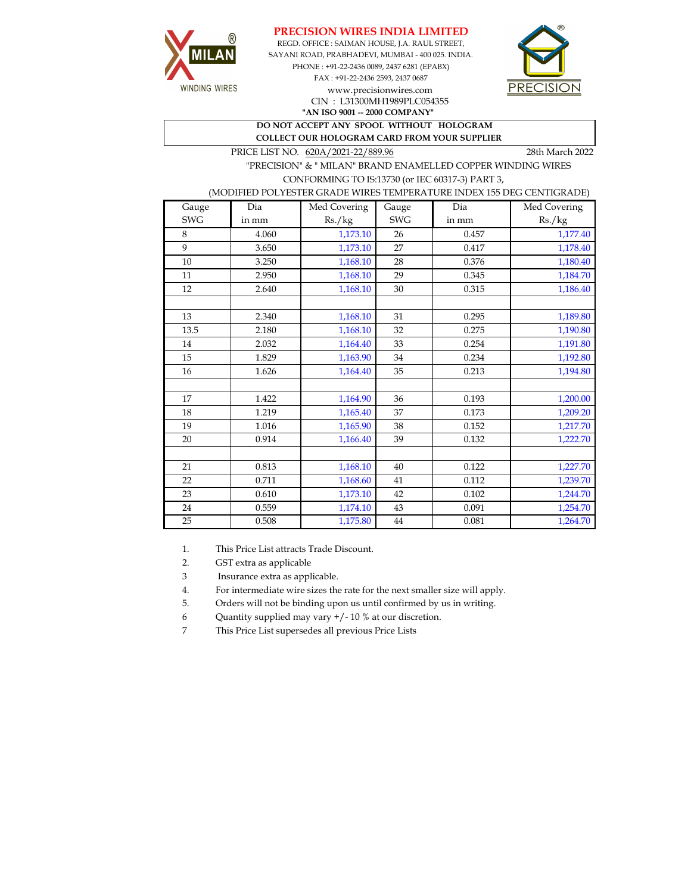# PRECISION WIRES INDIA LIMITED

REGD. OFFICE : SAIMAN HOUSE, J.A. RAUL STREET,
SAYANI ROAD, PRABHADEVI, MUMBAI - 400 025. INDIA.
PHONE : +91-22-2436 0089, 2437 6281 (EPABX)
FAX : +91-22-2436 2593, 2437 0687
www.precisionwires.com
CIN : L31300MH1989PLC054355

**"AN ISO 9001 -- 2000 COMPANY"**

**DO NOT ACCEPT ANY SPOOL WITHOUT HOLOGRAM**
**COLLECT OUR HOLOGRAM CARD FROM YOUR SUPPLIER**

PRICE LIST NO. 620A/2021-22/889.96 — 28th March 2022

"PRECISION" & " MILAN" BRAND ENAMELLED COPPER WINDING WIRES
CONFORMING TO IS:13730 (or IEC 60317-3) PART 3,
(MODIFIED POLYESTER GRADE WIRES TEMPERATURE INDEX 155 DEG CENTIGRADE)

| Gauge SWG | Dia in mm | Med Covering Rs./kg | Gauge SWG | Dia in mm | Med Covering Rs./kg |
|---|---|---|---|---|---|
| 8 | 4.060 | 1,173.10 | 26 | 0.457 | 1,177.40 |
| 9 | 3.650 | 1,173.10 | 27 | 0.417 | 1,178.40 |
| 10 | 3.250 | 1,168.10 | 28 | 0.376 | 1,180.40 |
| 11 | 2.950 | 1,168.10 | 29 | 0.345 | 1,184.70 |
| 12 | 2.640 | 1,168.10 | 30 | 0.315 | 1,186.40 |
| | | | | | |
| 13 | 2.340 | 1,168.10 | 31 | 0.295 | 1,189.80 |
| 13.5 | 2.180 | 1,168.10 | 32 | 0.275 | 1,190.80 |
| 14 | 2.032 | 1,164.40 | 33 | 0.254 | 1,191.80 |
| 15 | 1.829 | 1,163.90 | 34 | 0.234 | 1,192.80 |
| 16 | 1.626 | 1,164.40 | 35 | 0.213 | 1,194.80 |
| | | | | | |
| 17 | 1.422 | 1,164.90 | 36 | 0.193 | 1,200.00 |
| 18 | 1.219 | 1,165.40 | 37 | 0.173 | 1,209.20 |
| 19 | 1.016 | 1,165.90 | 38 | 0.152 | 1,217.70 |
| 20 | 0.914 | 1,166.40 | 39 | 0.132 | 1,222.70 |
| | | | | | |
| 21 | 0.813 | 1,168.10 | 40 | 0.122 | 1,227.70 |
| 22 | 0.711 | 1,168.60 | 41 | 0.112 | 1,239.70 |
| 23 | 0.610 | 1,173.10 | 42 | 0.102 | 1,244.70 |
| 24 | 0.559 | 1,174.10 | 43 | 0.091 | 1,254.70 |
| 25 | 0.508 | 1,175.80 | 44 | 0.081 | 1,264.70 |

1. This Price List attracts Trade Discount.
2. GST extra as applicable
3. Insurance extra as applicable.
4. For intermediate wire sizes the rate for the next smaller size will apply.
5. Orders will not be binding upon us until confirmed by us in writing.
6. Quantity supplied may vary +/- 10 % at our discretion.
7. This Price List supersedes all previous Price Lists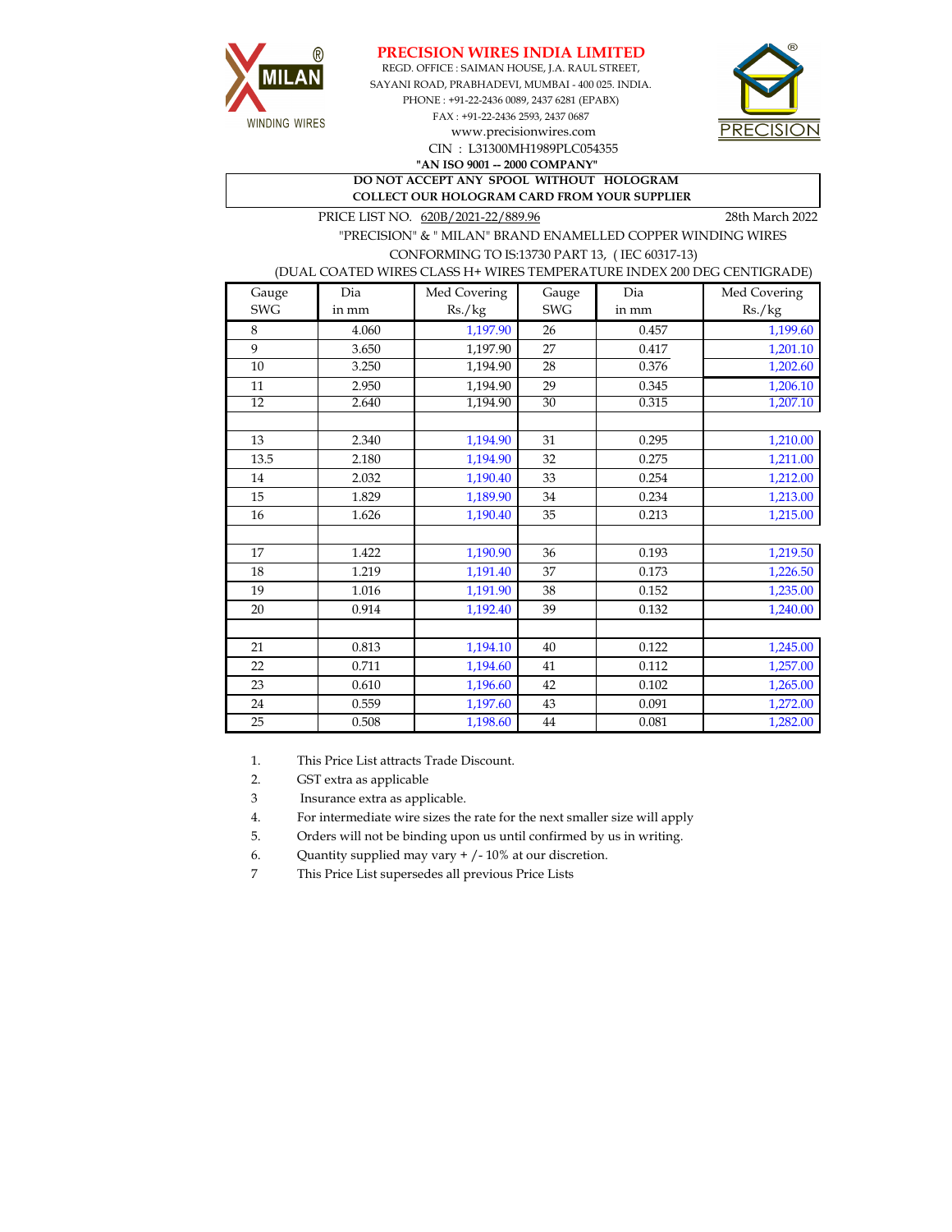# PRECISION WIRES INDIA LIMITED

REGD. OFFICE : SAIMAN HOUSE, J.A. RAUL STREET,
SAYANI ROAD, PRABHADEVI, MUMBAI - 400 025. INDIA.
PHONE : +91-22-2436 0089, 2437 6281 (EPABX)
FAX : +91-22-2436 2593, 2437 0687
www.precisionwires.com
CIN : L31300MH1989PLC054355

**"AN ISO 9001 -- 2000 COMPANY"**

**DO NOT ACCEPT ANY SPOOL WITHOUT HOLOGRAM**
**COLLECT OUR HOLOGRAM CARD FROM YOUR SUPPLIER**

PRICE LIST NO. 620B/2021-22/889.96 — 28th March 2022

"PRECISION" & " MILAN" BRAND ENAMELLED COPPER WINDING WIRES
CONFORMING TO IS:13730 PART 13, ( IEC 60317-13)
(DUAL COATED WIRES CLASS H+ WIRES TEMPERATURE INDEX 200 DEG CENTIGRADE)

| Gauge SWG | Dia in mm | Med Covering Rs./kg | Gauge SWG | Dia in mm | Med Covering Rs./kg |
|---|---|---|---|---|---|
| 8 | 4.060 | 1,197.90 | 26 | 0.457 | 1,199.60 |
| 9 | 3.650 | 1,197.90 | 27 | 0.417 | 1,201.10 |
| 10 | 3.250 | 1,194.90 | 28 | 0.376 | 1,202.60 |
| 11 | 2.950 | 1,194.90 | 29 | 0.345 | 1,206.10 |
| 12 | 2.640 | 1,194.90 | 30 | 0.315 | 1,207.10 |
| | | | | | |
| 13 | 2.340 | 1,194.90 | 31 | 0.295 | 1,210.00 |
| 13.5 | 2.180 | 1,194.90 | 32 | 0.275 | 1,211.00 |
| 14 | 2.032 | 1,190.40 | 33 | 0.254 | 1,212.00 |
| 15 | 1.829 | 1,189.90 | 34 | 0.234 | 1,213.00 |
| 16 | 1.626 | 1,190.40 | 35 | 0.213 | 1,215.00 |
| | | | | | |
| 17 | 1.422 | 1,190.90 | 36 | 0.193 | 1,219.50 |
| 18 | 1.219 | 1,191.40 | 37 | 0.173 | 1,226.50 |
| 19 | 1.016 | 1,191.90 | 38 | 0.152 | 1,235.00 |
| 20 | 0.914 | 1,192.40 | 39 | 0.132 | 1,240.00 |
| | | | | | |
| 21 | 0.813 | 1,194.10 | 40 | 0.122 | 1,245.00 |
| 22 | 0.711 | 1,194.60 | 41 | 0.112 | 1,257.00 |
| 23 | 0.610 | 1,196.60 | 42 | 0.102 | 1,265.00 |
| 24 | 0.559 | 1,197.60 | 43 | 0.091 | 1,272.00 |
| 25 | 0.508 | 1,198.60 | 44 | 0.081 | 1,282.00 |

1. This Price List attracts Trade Discount.
2. GST extra as applicable
3. Insurance extra as applicable.
4. For intermediate wire sizes the rate for the next smaller size will apply
5. Orders will not be binding upon us until confirmed by us in writing.
6. Quantity supplied may vary + /- 10% at our discretion.
7. This Price List supersedes all previous Price Lists